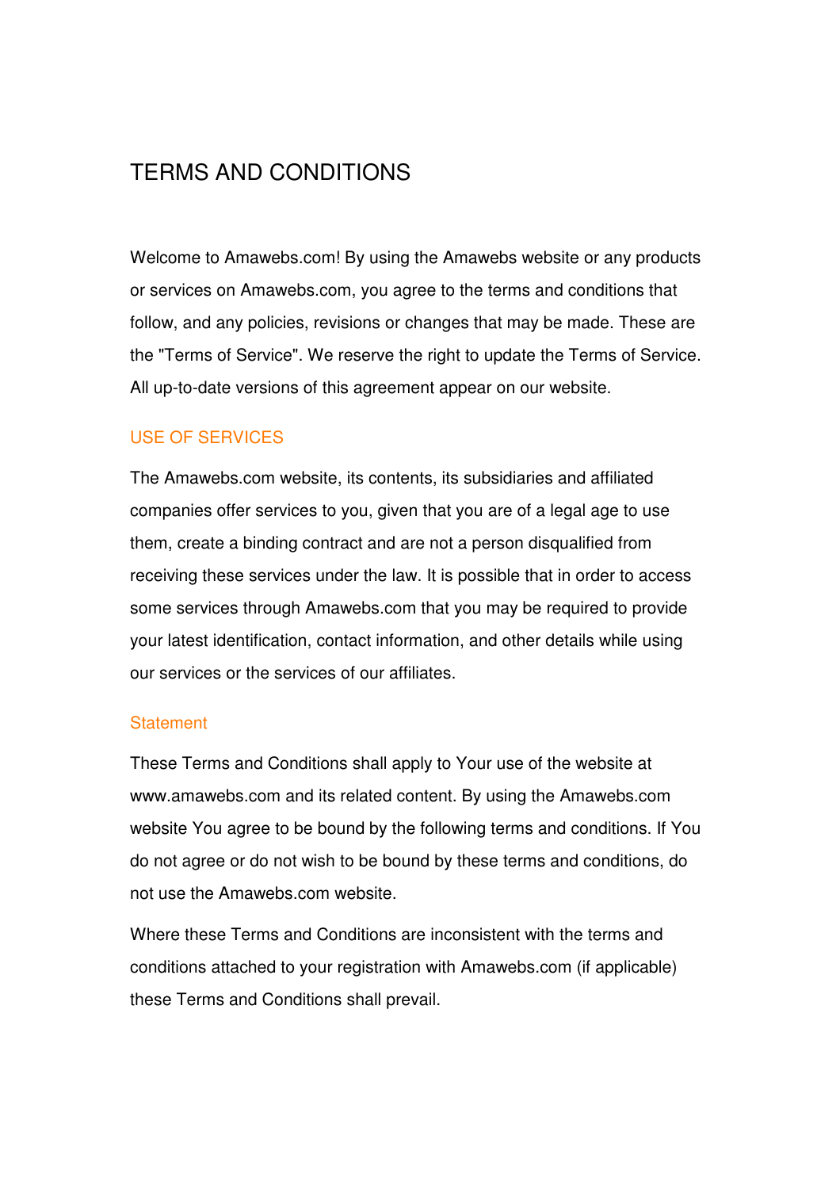# TERMS AND CONDITIONS

Welcome to Amawebs.com! By using the Amawebs website or any products or services on Amawebs.com, you agree to the terms and conditions that follow, and any policies, revisions or changes that may be made. These are the "Terms of Service". We reserve the right to update the Terms of Service. All up-to-date versions of this agreement appear on our website.

## USE OF SERVICES

The Amawebs.com website, its contents, its subsidiaries and affiliated companies offer services to you, given that you are of a legal age to use them, create a binding contract and are not a person disqualified from receiving these services under the law. It is possible that in order to access some services through Amawebs.com that you may be required to provide your latest identification, contact information, and other details while using our services or the services of our affiliates.

## Statement

These Terms and Conditions shall apply to Your use of the website at www.amawebs.com and its related content. By using the Amawebs.com website You agree to be bound by the following terms and conditions. If You do not agree or do not wish to be bound by these terms and conditions, do not use the Amawebs.com website.

Where these Terms and Conditions are inconsistent with the terms and conditions attached to your registration with Amawebs.com (if applicable) these Terms and Conditions shall prevail.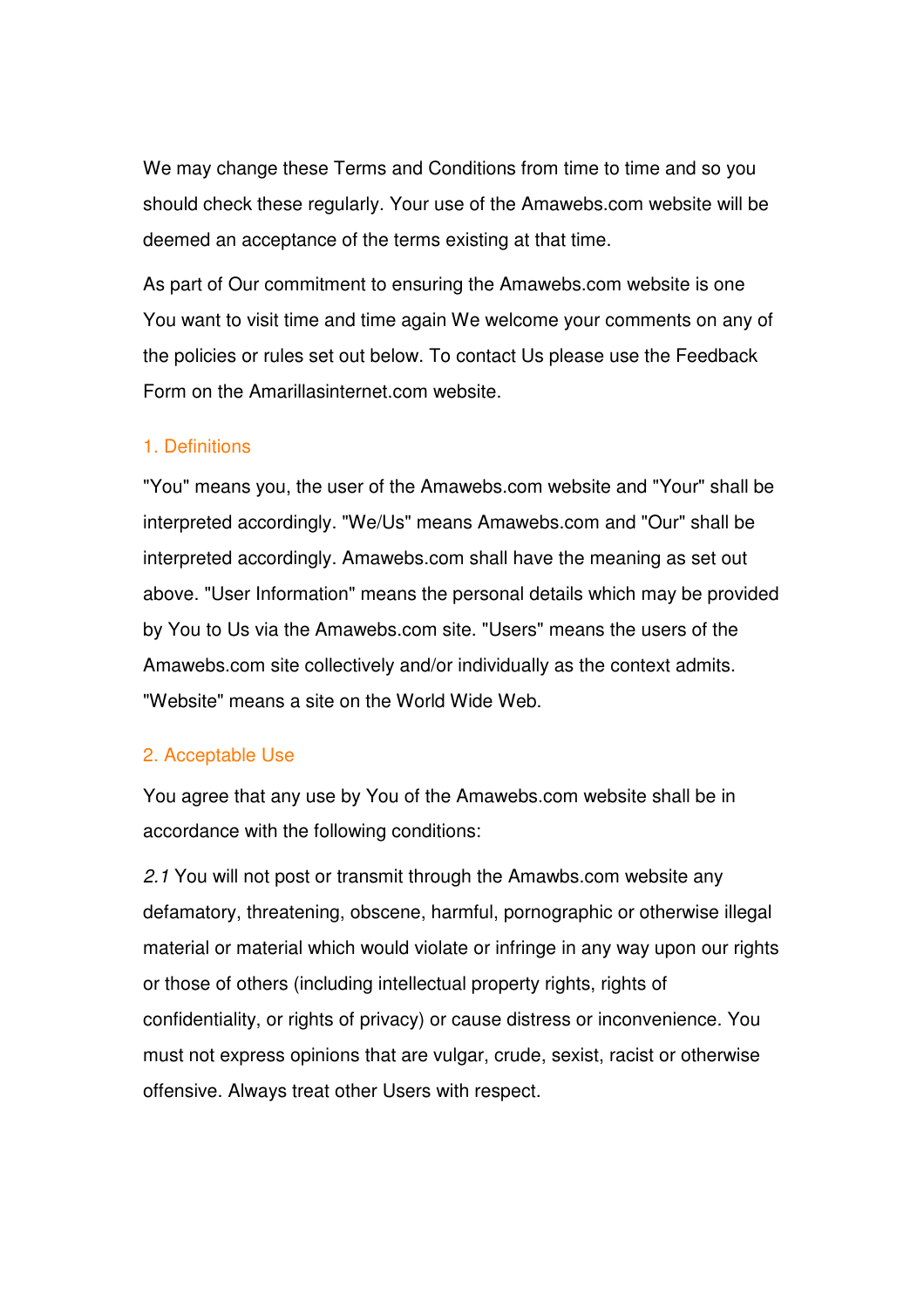We may change these Terms and Conditions from time to time and so you should check these regularly. Your use of the Amawebs.com website will be deemed an acceptance of the terms existing at that time.

As part of Our commitment to ensuring the Amawebs.com website is one You want to visit time and time again We welcome your comments on any of the policies or rules set out below. To contact Us please use the Feedback Form on the Amarillasinternet.com website.

## 1. Definitions

"You" means you, the user of the Amawebs.com website and "Your" shall be interpreted accordingly. "We/Us" means Amawebs.com and "Our" shall be interpreted accordingly. Amawebs.com shall have the meaning as set out above. "User Information" means the personal details which may be provided by You to Us via the Amawebs.com site. "Users" means the users of the Amawebs.com site collectively and/or individually as the context admits. "Website" means a site on the World Wide Web.

## 2. Acceptable Use

You agree that any use by You of the Amawebs.com website shall be in accordance with the following conditions:

*2.1* You will not post or transmit through the Amawbs.com website any defamatory, threatening, obscene, harmful, pornographic or otherwise illegal material or material which would violate or infringe in any way upon our rights or those of others (including intellectual property rights, rights of confidentiality, or rights of privacy) or cause distress or inconvenience. You must not express opinions that are vulgar, crude, sexist, racist or otherwise offensive. Always treat other Users with respect.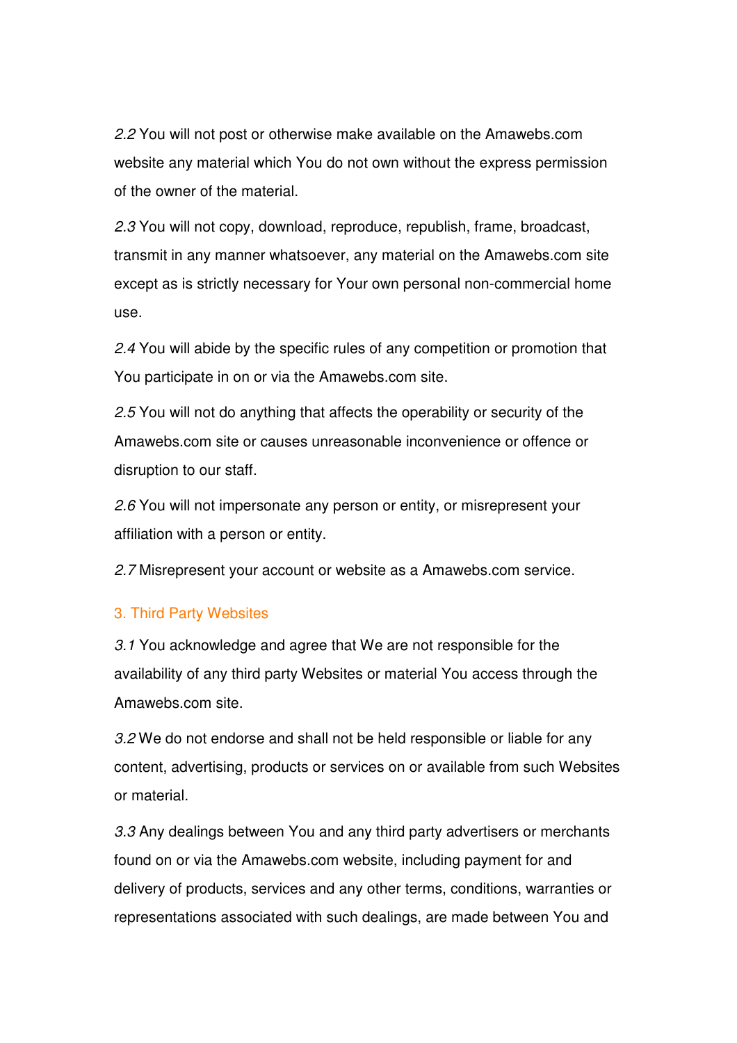*2.2* You will not post or otherwise make available on the Amawebs.com website any material which You do not own without the express permission of the owner of the material.

*2.3* You will not copy, download, reproduce, republish, frame, broadcast, transmit in any manner whatsoever, any material on the Amawebs.com site except as is strictly necessary for Your own personal non-commercial home use.

*2.4* You will abide by the specific rules of any competition or promotion that You participate in on or via the Amawebs.com site.

*2.5* You will not do anything that affects the operability or security of the Amawebs.com site or causes unreasonable inconvenience or offence or disruption to our staff.

*2.6* You will not impersonate any person or entity, or misrepresent your affiliation with a person or entity.

*2.7* Misrepresent your account or website as a Amawebs.com service.

## 3. Third Party Websites

*3.1* You acknowledge and agree that We are not responsible for the availability of any third party Websites or material You access through the Amawebs.com site.

*3.2* We do not endorse and shall not be held responsible or liable for any content, advertising, products or services on or available from such Websites or material.

*3.3* Any dealings between You and any third party advertisers or merchants found on or via the Amawebs.com website, including payment for and delivery of products, services and any other terms, conditions, warranties or representations associated with such dealings, are made between You and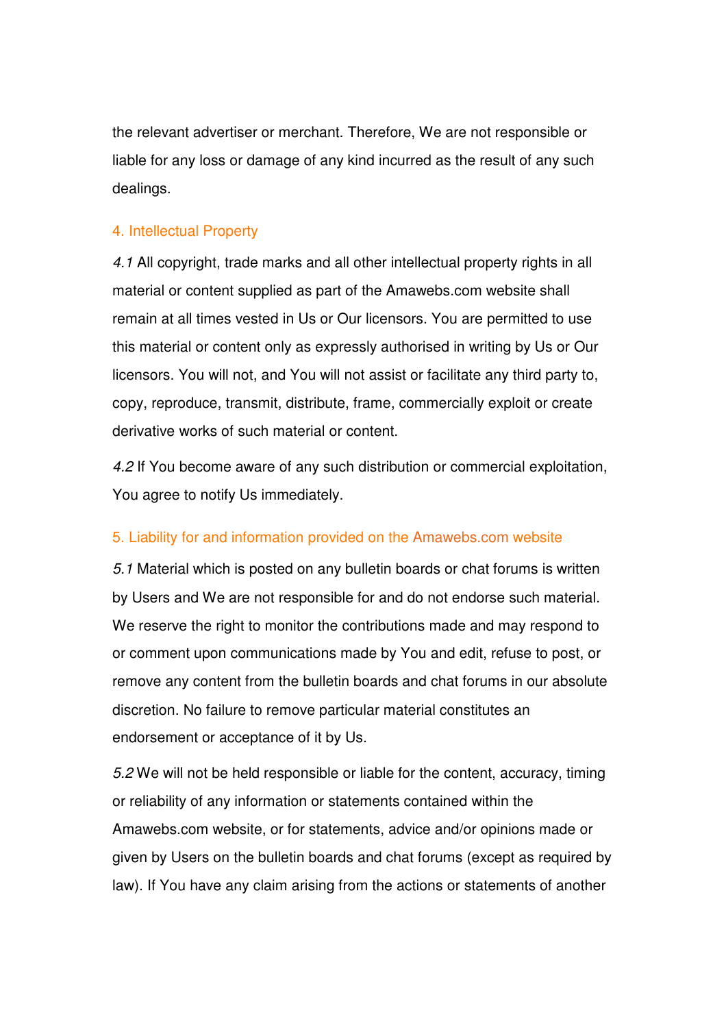the relevant advertiser or merchant. Therefore, We are not responsible or liable for any loss or damage of any kind incurred as the result of any such dealings.

## 4. Intellectual Property

*4.1* All copyright, trade marks and all other intellectual property rights in all material or content supplied as part of the Amawebs.com website shall remain at all times vested in Us or Our licensors. You are permitted to use this material or content only as expressly authorised in writing by Us or Our licensors. You will not, and You will not assist or facilitate any third party to, copy, reproduce, transmit, distribute, frame, commercially exploit or create derivative works of such material or content.

*4.2* If You become aware of any such distribution or commercial exploitation, You agree to notify Us immediately.

## 5. Liability for and information provided on the Amawebs.com website

*5.1* Material which is posted on any bulletin boards or chat forums is written by Users and We are not responsible for and do not endorse such material. We reserve the right to monitor the contributions made and may respond to or comment upon communications made by You and edit, refuse to post, or remove any content from the bulletin boards and chat forums in our absolute discretion. No failure to remove particular material constitutes an endorsement or acceptance of it by Us.

*5.2* We will not be held responsible or liable for the content, accuracy, timing or reliability of any information or statements contained within the Amawebs.com website, or for statements, advice and/or opinions made or given by Users on the bulletin boards and chat forums (except as required by law). If You have any claim arising from the actions or statements of another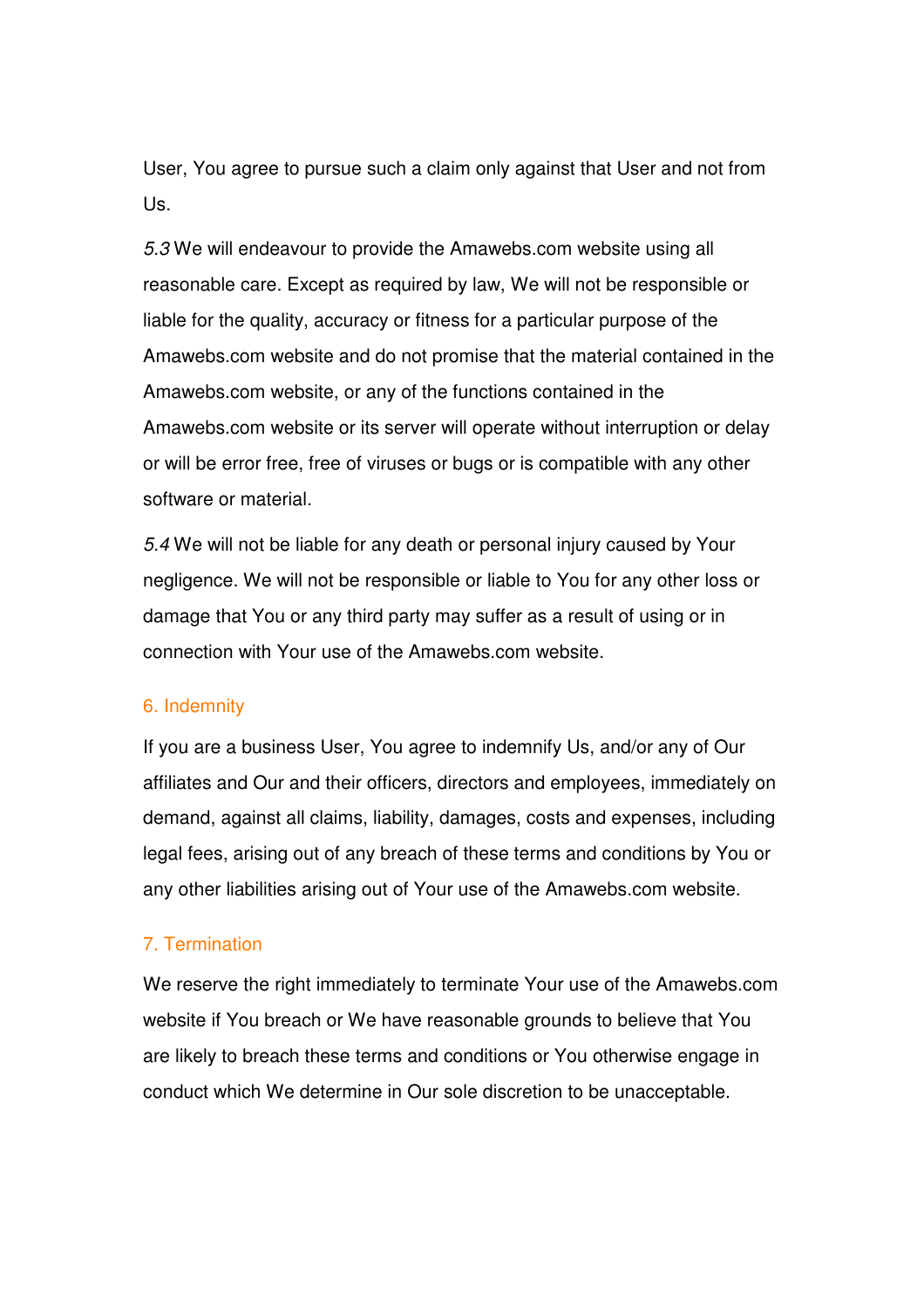User, You agree to pursue such a claim only against that User and not from Us.

*5.3* We will endeavour to provide the Amawebs.com website using all reasonable care. Except as required by law, We will not be responsible or liable for the quality, accuracy or fitness for a particular purpose of the Amawebs.com website and do not promise that the material contained in the Amawebs.com website, or any of the functions contained in the Amawebs.com website or its server will operate without interruption or delay or will be error free, free of viruses or bugs or is compatible with any other software or material.

*5.4* We will not be liable for any death or personal injury caused by Your negligence. We will not be responsible or liable to You for any other loss or damage that You or any third party may suffer as a result of using or in connection with Your use of the Amawebs.com website.

## 6. Indemnity

If you are a business User, You agree to indemnify Us, and/or any of Our affiliates and Our and their officers, directors and employees, immediately on demand, against all claims, liability, damages, costs and expenses, including legal fees, arising out of any breach of these terms and conditions by You or any other liabilities arising out of Your use of the Amawebs.com website.

## 7. Termination

We reserve the right immediately to terminate Your use of the Amawebs.com website if You breach or We have reasonable grounds to believe that You are likely to breach these terms and conditions or You otherwise engage in conduct which We determine in Our sole discretion to be unacceptable.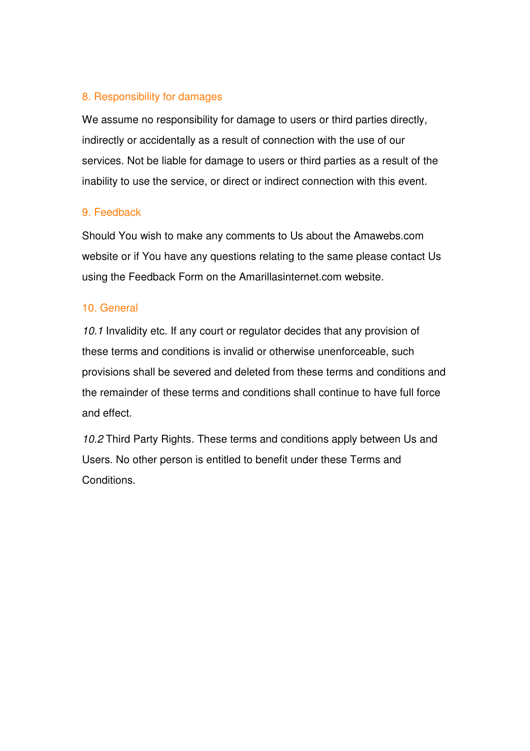## 8. Responsibility for damages

We assume no responsibility for damage to users or third parties directly, indirectly or accidentally as a result of connection with the use of our services. Not be liable for damage to users or third parties as a result of the inability to use the service, or direct or indirect connection with this event.

## 9. Feedback

Should You wish to make any comments to Us about the Amawebs.com website or if You have any questions relating to the same please contact Us using the Feedback Form on the Amarillasinternet.com website.

## 10. General

*10.1* Invalidity etc. If any court or regulator decides that any provision of these terms and conditions is invalid or otherwise unenforceable, such provisions shall be severed and deleted from these terms and conditions and the remainder of these terms and conditions shall continue to have full force and effect.

*10.2* Third Party Rights. These terms and conditions apply between Us and Users. No other person is entitled to benefit under these Terms and Conditions.